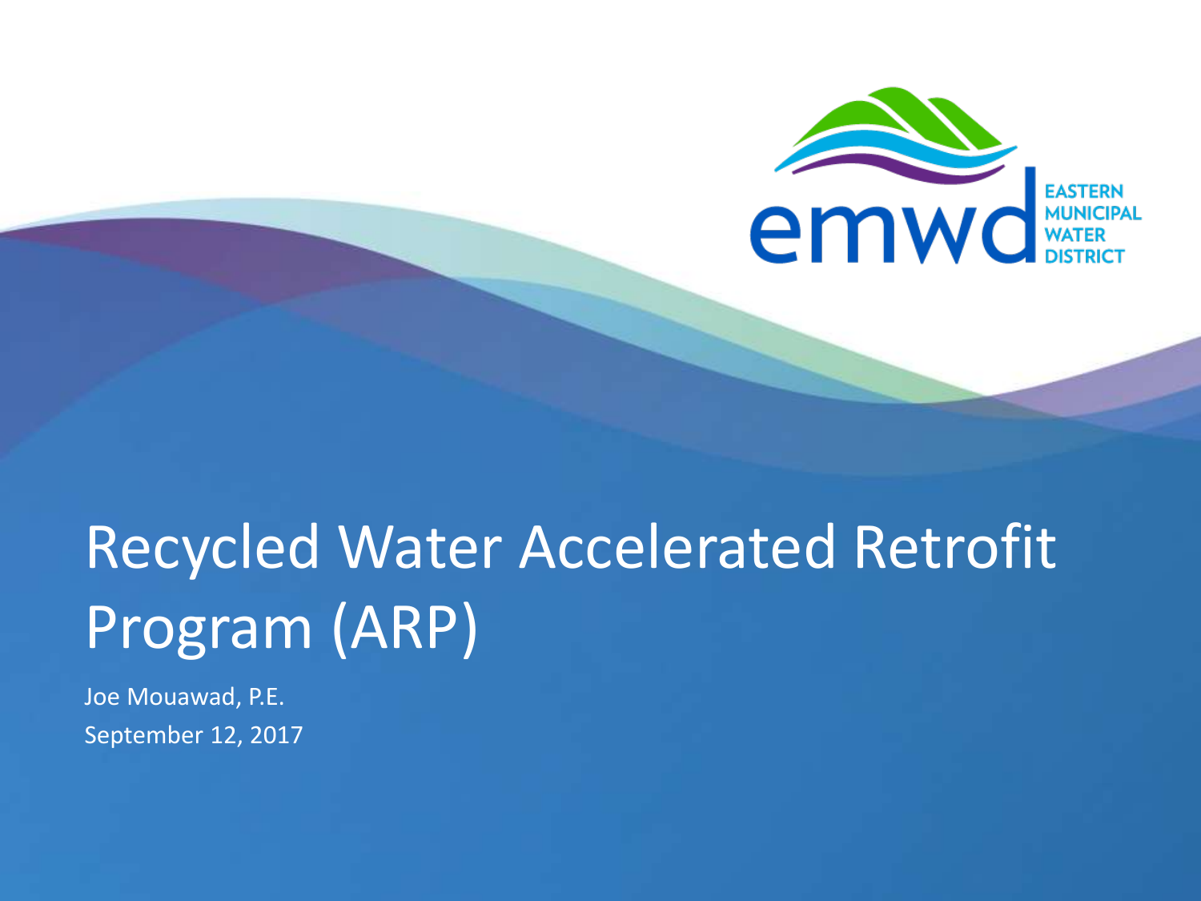EASTERN MUNICIPAL WATER DISTRICT

# Recycled Water Accelerated Retrofit Program (ARP)

Joe Mouawad, P.E.

September 12, 2017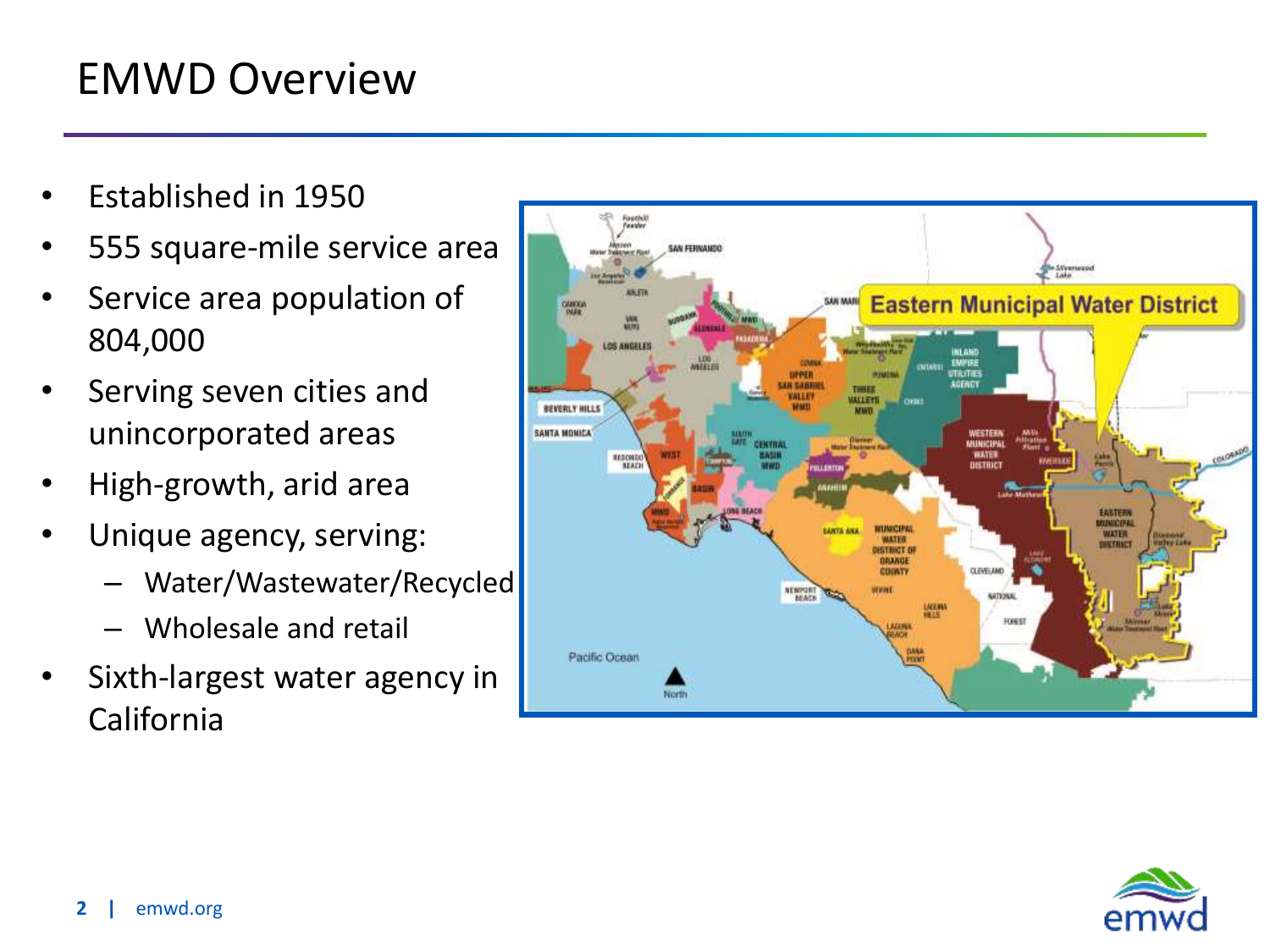# EMWD Overview

- Established in 1950
- 555 square-mile service area
- Service area population of 804,000
- Serving seven cities and unincorporated areas
- High-growth, arid area
- Unique agency, serving:
  - Water/Wastewater/Recycled
  - Wholesale and retail
- Sixth-largest water agency in California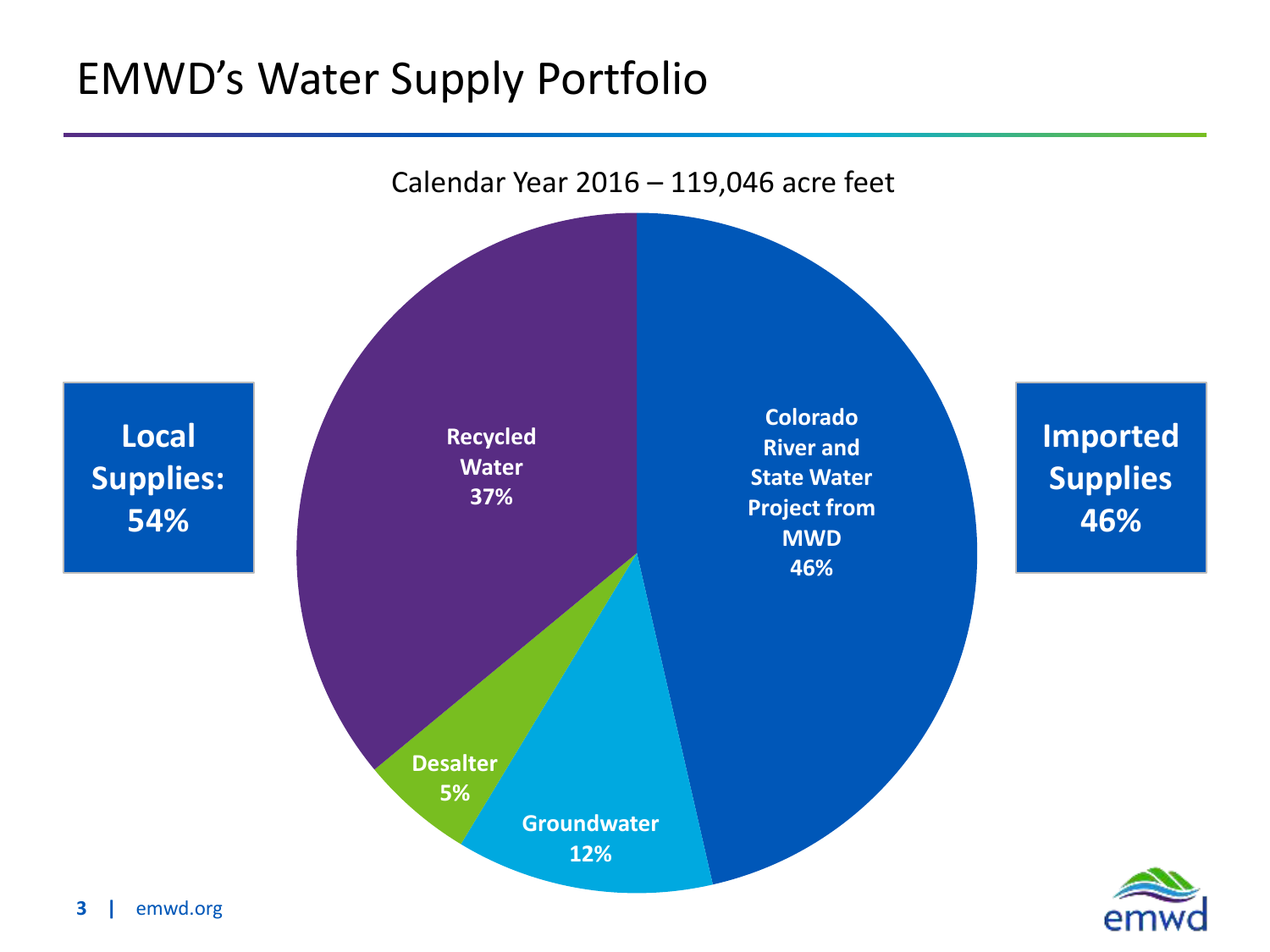# EMWD's Water Supply Portfolio

Calendar Year 2016 – 119,046 acre feet

**Local Supplies: 54%**

**Recycled Water 37%**

**Desalter 5%**

**Groundwater 12%**

**Colorado River and State Water Project from MWD 46%**

**Imported Supplies 46%**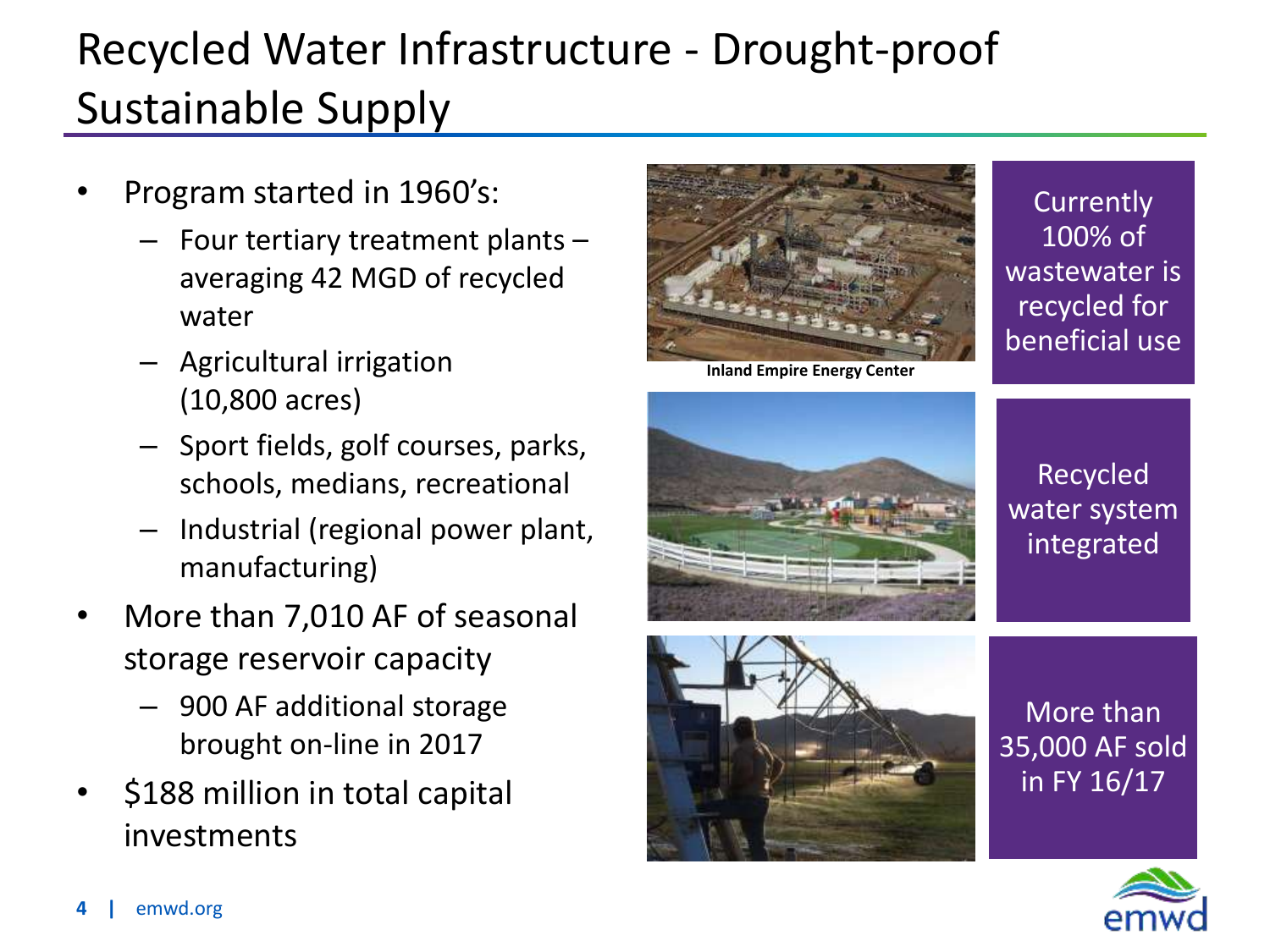# Recycled Water Infrastructure - Drought-proof Sustainable Supply

- Program started in 1960's:
  - Four tertiary treatment plants – averaging 42 MGD of recycled water
  - Agricultural irrigation (10,800 acres)
  - Sport fields, golf courses, parks, schools, medians, recreational
  - Industrial (regional power plant, manufacturing)
- More than 7,010 AF of seasonal storage reservoir capacity
  - 900 AF additional storage brought on-line in 2017
- $188 million in total capital investments

Inland Empire Energy Center

Currently 100% of wastewater is recycled for beneficial use

Recycled water system integrated

More than 35,000 AF sold in FY 16/17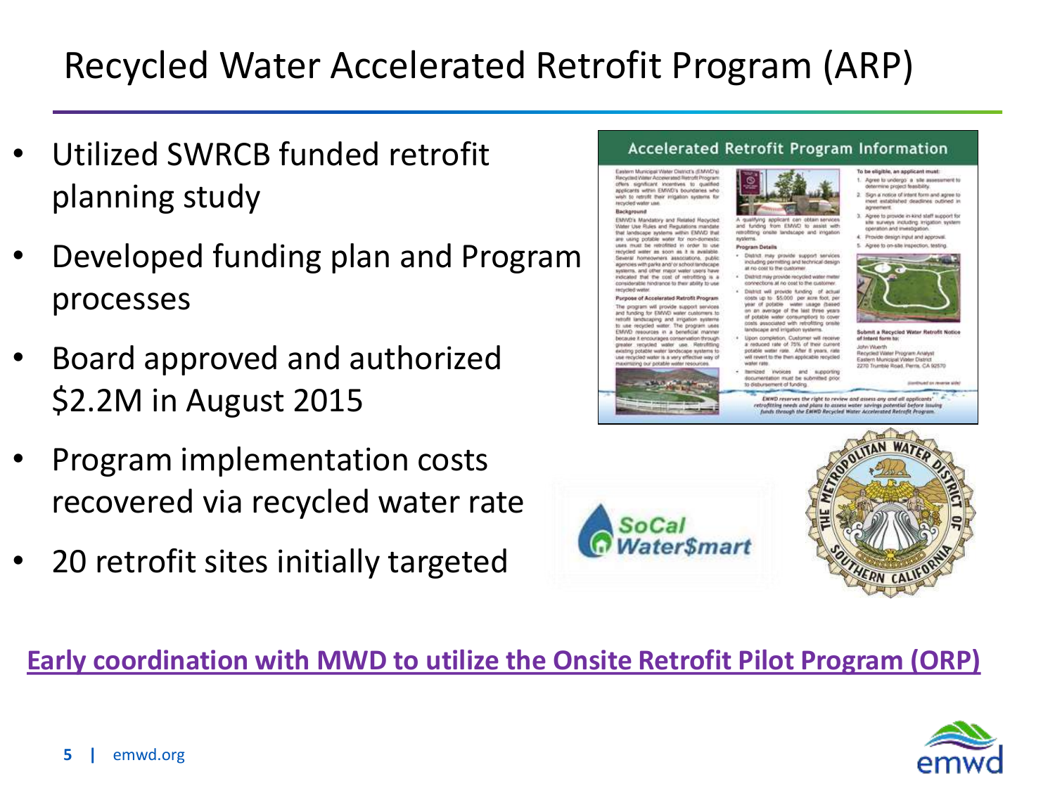# Recycled Water Accelerated Retrofit Program (ARP)

- Utilized SWRCB funded retrofit planning study
- Developed funding plan and Program processes
- Board approved and authorized $2.2M in August 2015
- Program implementation costs recovered via recycled water rate
- 20 retrofit sites initially targeted

**Early coordination with MWD to utilize the Onsite Retrofit Pilot Program (ORP)**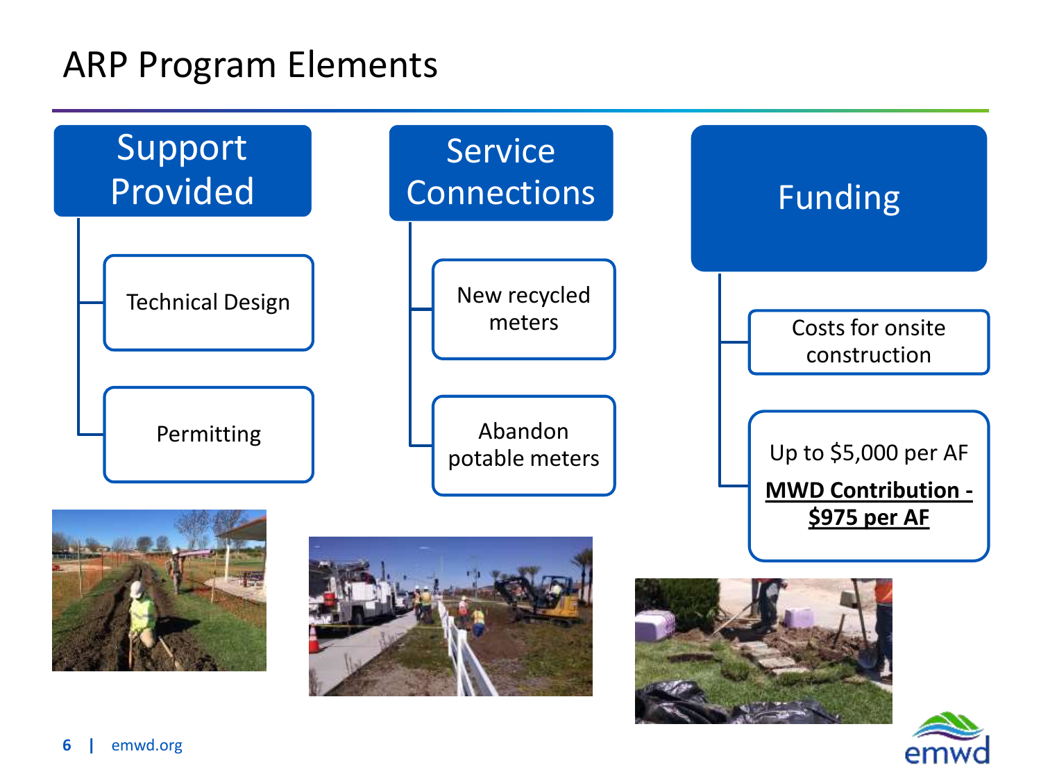# ARP Program Elements

## Support Provided

- Technical Design
- Permitting

## Service Connections

- New recycled meters
- Abandon potable meters

## Funding

- Costs for onsite construction
- Up to $5,000 per AF

  **MWD Contribution - $975 per AF**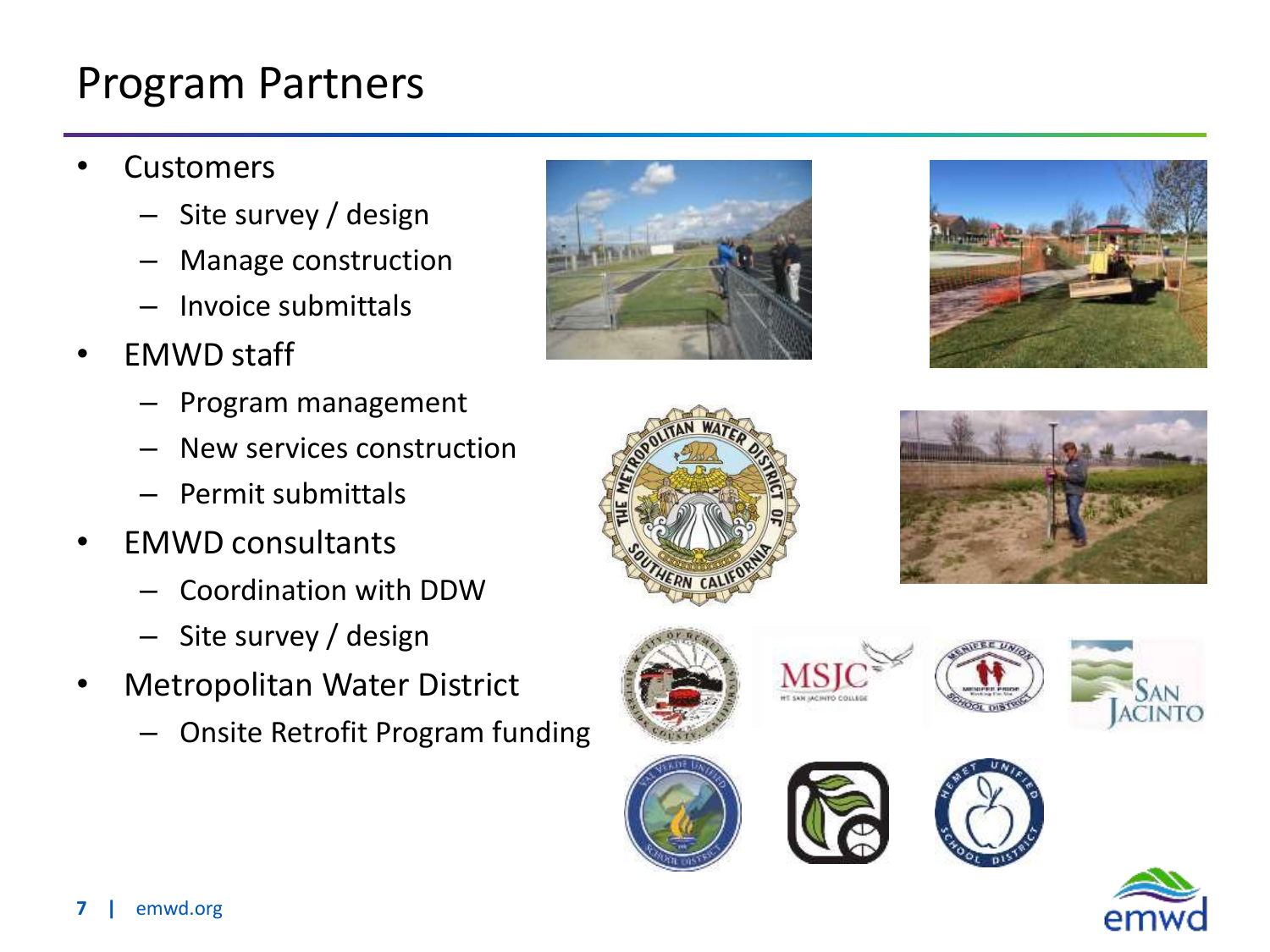# Program Partners

- Customers
  - Site survey / design
  - Manage construction
  - Invoice submittals
- EMWD staff
  - Program management
  - New services construction
  - Permit submittals
- EMWD consultants
  - Coordination with DDW
  - Site survey / design
- Metropolitan Water District
  - Onsite Retrofit Program funding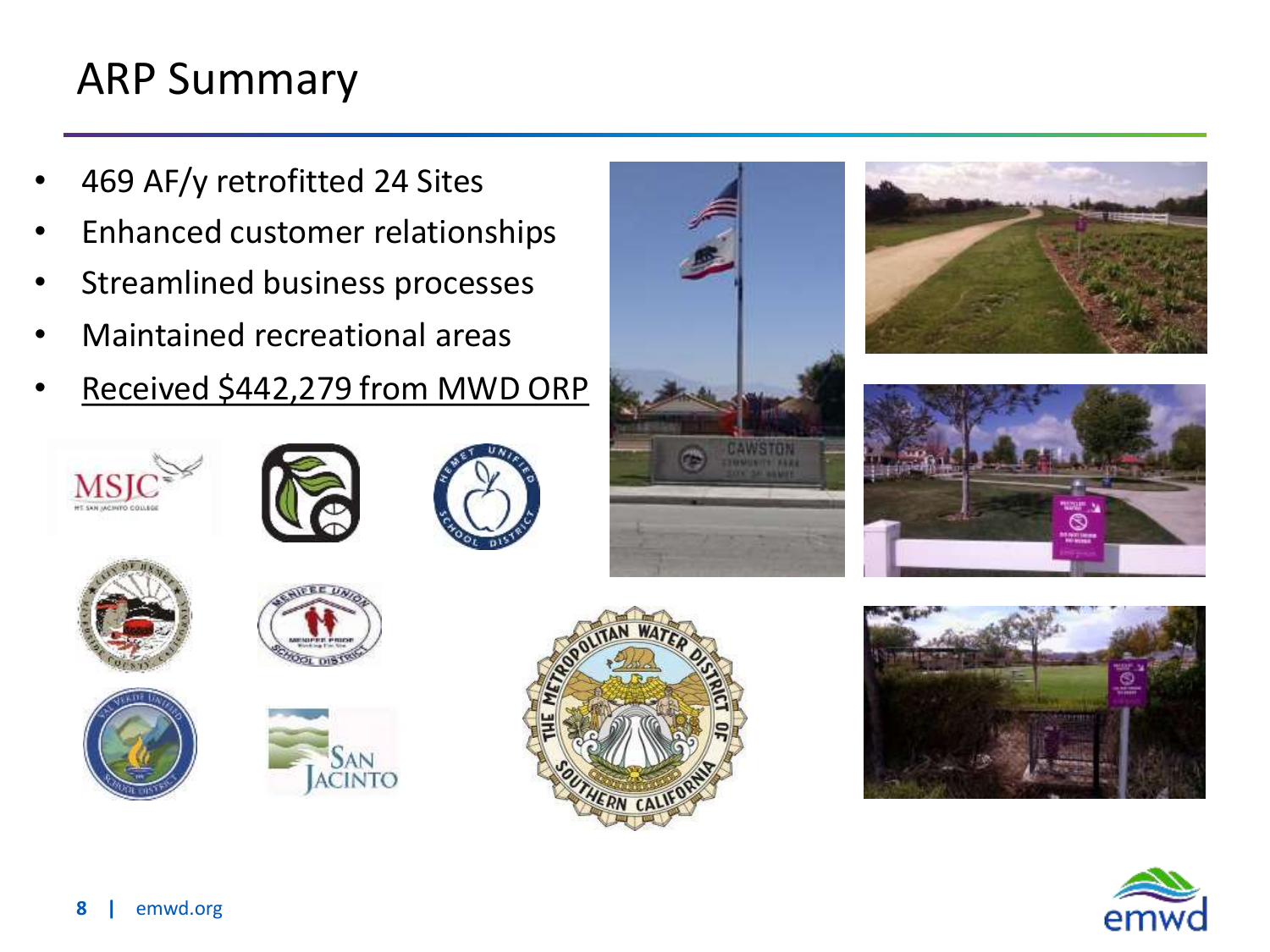# ARP Summary

- 469 AF/y retrofitted 24 Sites
- Enhanced customer relationships
- Streamlined business processes
- Maintained recreational areas
- Received $442,279 from MWD ORP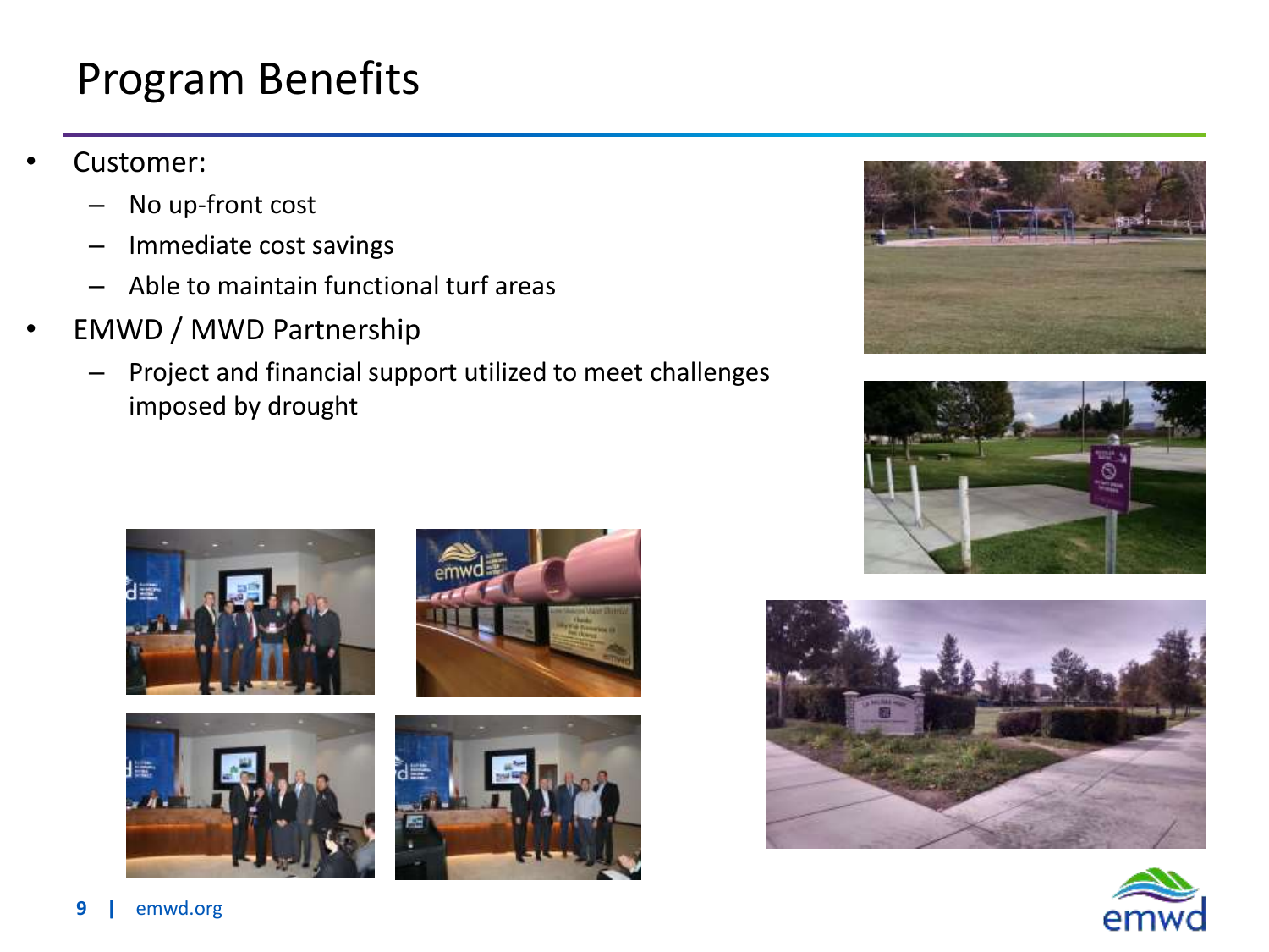# Program Benefits

- Customer:
  - No up-front cost
  - Immediate cost savings
  - Able to maintain functional turf areas
- EMWD / MWD Partnership
  - Project and financial support utilized to meet challenges imposed by drought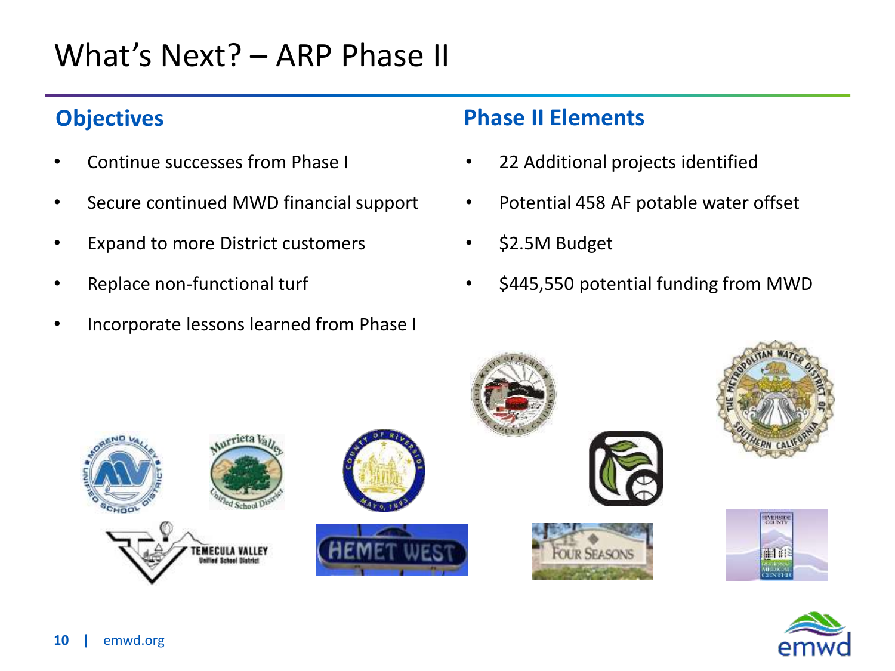# What's Next? – ARP Phase II

## Objectives

- Continue successes from Phase I
- Secure continued MWD financial support
- Expand to more District customers
- Replace non-functional turf
- Incorporate lessons learned from Phase I

## Phase II Elements

- 22 Additional projects identified
- Potential 458 AF potable water offset
- $2.5M Budget
- $445,550 potential funding from MWD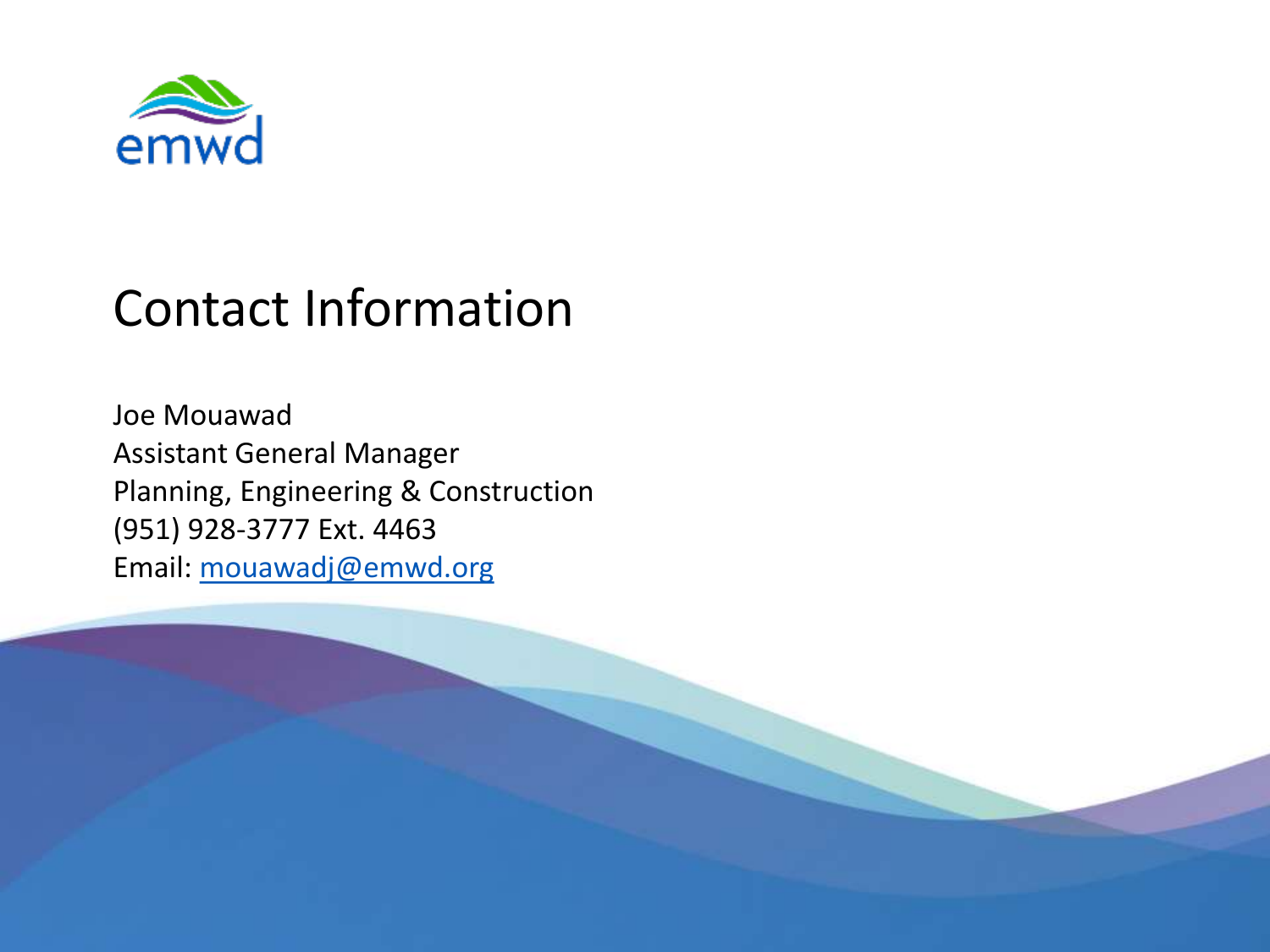emwd

# Contact Information

Joe Mouawad
Assistant General Manager
Planning, Engineering & Construction
(951) 928-3777 Ext. 4463
Email: mouawadj@emwd.org